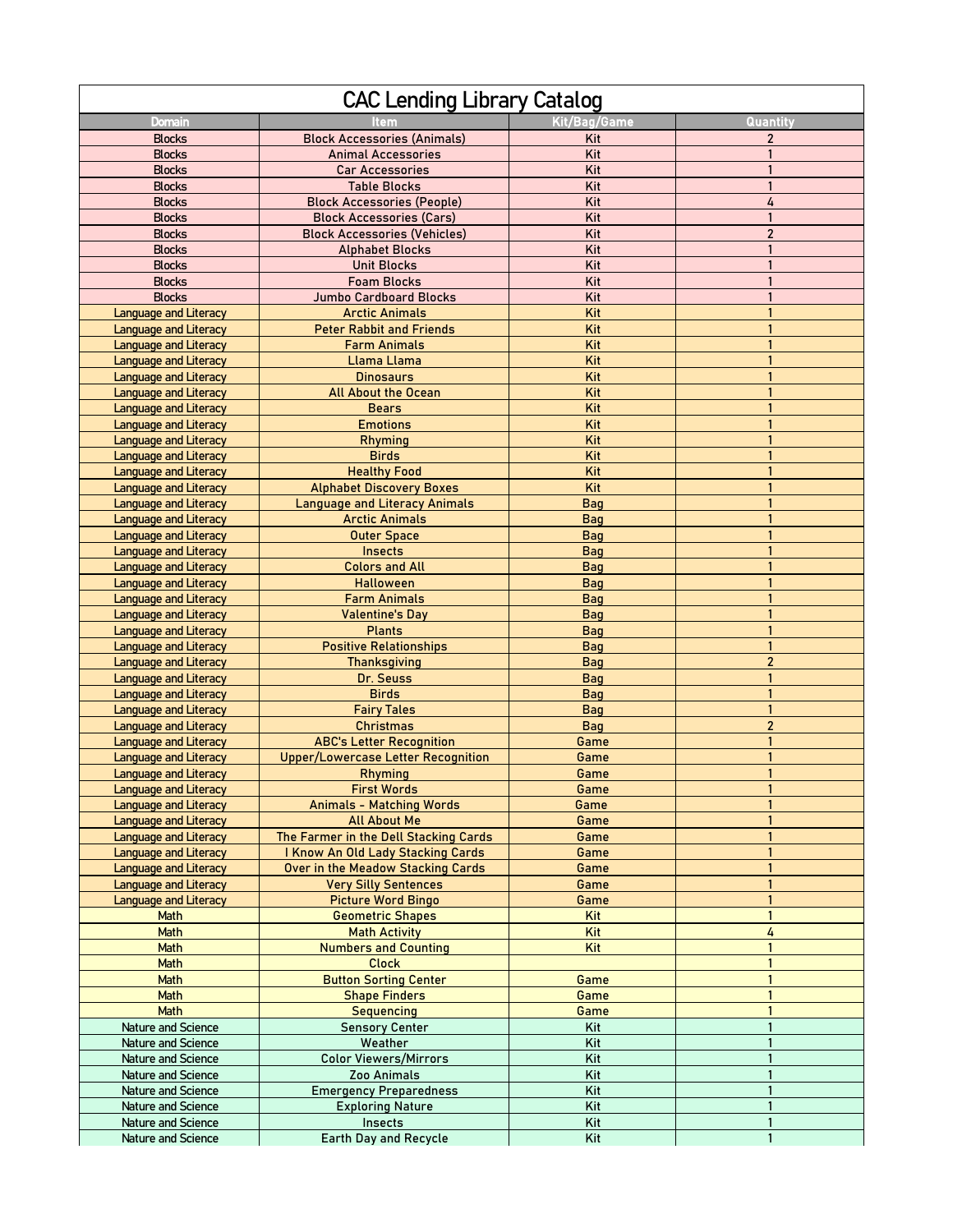# CAC Lending Library Catalog

| Domain | Item | Kit/Bag/Game | Quantity |
|---|---|---|---|
| Blocks | Block Accessories (Animals) | Kit | 2 |
| Blocks | Animal Accessories | Kit | 1 |
| Blocks | Car Accessories | Kit | 1 |
| Blocks | Table Blocks | Kit | 1 |
| Blocks | Block Accessories (People) | Kit | 4 |
| Blocks | Block Accessories (Cars) | Kit | 1 |
| Blocks | Block Accessories (Vehicles) | Kit | 2 |
| Blocks | Alphabet Blocks | Kit | 1 |
| Blocks | Unit Blocks | Kit | 1 |
| Blocks | Foam Blocks | Kit | 1 |
| Blocks | Jumbo Cardboard Blocks | Kit | 1 |
| Language and Literacy | Arctic Animals | Kit | 1 |
| Language and Literacy | Peter Rabbit and Friends | Kit | 1 |
| Language and Literacy | Farm Animals | Kit | 1 |
| Language and Literacy | Llama Llama | Kit | 1 |
| Language and Literacy | Dinosaurs | Kit | 1 |
| Language and Literacy | All About the Ocean | Kit | 1 |
| Language and Literacy | Bears | Kit | 1 |
| Language and Literacy | Emotions | Kit | 1 |
| Language and Literacy | Rhyming | Kit | 1 |
| Language and Literacy | Birds | Kit | 1 |
| Language and Literacy | Healthy Food | Kit | 1 |
| Language and Literacy | Alphabet Discovery Boxes | Kit | 1 |
| Language and Literacy | Language and Literacy Animals | Bag | 1 |
| Language and Literacy | Arctic Animals | Bag | 1 |
| Language and Literacy | Outer Space | Bag | 1 |
| Language and Literacy | Insects | Bag | 1 |
| Language and Literacy | Colors and All | Bag | 1 |
| Language and Literacy | Halloween | Bag | 1 |
| Language and Literacy | Farm Animals | Bag | 1 |
| Language and Literacy | Valentine's Day | Bag | 1 |
| Language and Literacy | Plants | Bag | 1 |
| Language and Literacy | Positive Relationships | Bag | 1 |
| Language and Literacy | Thanksgiving | Bag | 2 |
| Language and Literacy | Dr. Seuss | Bag | 1 |
| Language and Literacy | Birds | Bag | 1 |
| Language and Literacy | Fairy Tales | Bag | 1 |
| Language and Literacy | Christmas | Bag | 2 |
| Language and Literacy | ABC's Letter Recognition | Game | 1 |
| Language and Literacy | Upper/Lowercase Letter Recognition | Game | 1 |
| Language and Literacy | Rhyming | Game | 1 |
| Language and Literacy | First Words | Game | 1 |
| Language and Literacy | Animals - Matching Words | Game | 1 |
| Language and Literacy | All About Me | Game | 1 |
| Language and Literacy | The Farmer in the Dell Stacking Cards | Game | 1 |
| Language and Literacy | I Know An Old Lady Stacking Cards | Game | 1 |
| Language and Literacy | Over in the Meadow Stacking Cards | Game | 1 |
| Language and Literacy | Very Silly Sentences | Game | 1 |
| Language and Literacy | Picture Word Bingo | Game | 1 |
| Math | Geometric Shapes | Kit | 1 |
| Math | Math Activity | Kit | 4 |
| Math | Numbers and Counting | Kit | 1 |
| Math | Clock | | 1 |
| Math | Button Sorting Center | Game | 1 |
| Math | Shape Finders | Game | 1 |
| Math | Sequencing | Game | 1 |
| Nature and Science | Sensory Center | Kit | 1 |
| Nature and Science | Weather | Kit | 1 |
| Nature and Science | Color Viewers/Mirrors | Kit | 1 |
| Nature and Science | Zoo Animals | Kit | 1 |
| Nature and Science | Emergency Preparedness | Kit | 1 |
| Nature and Science | Exploring Nature | Kit | 1 |
| Nature and Science | Insects | Kit | 1 |
| Nature and Science | Earth Day and Recycle | Kit | 1 |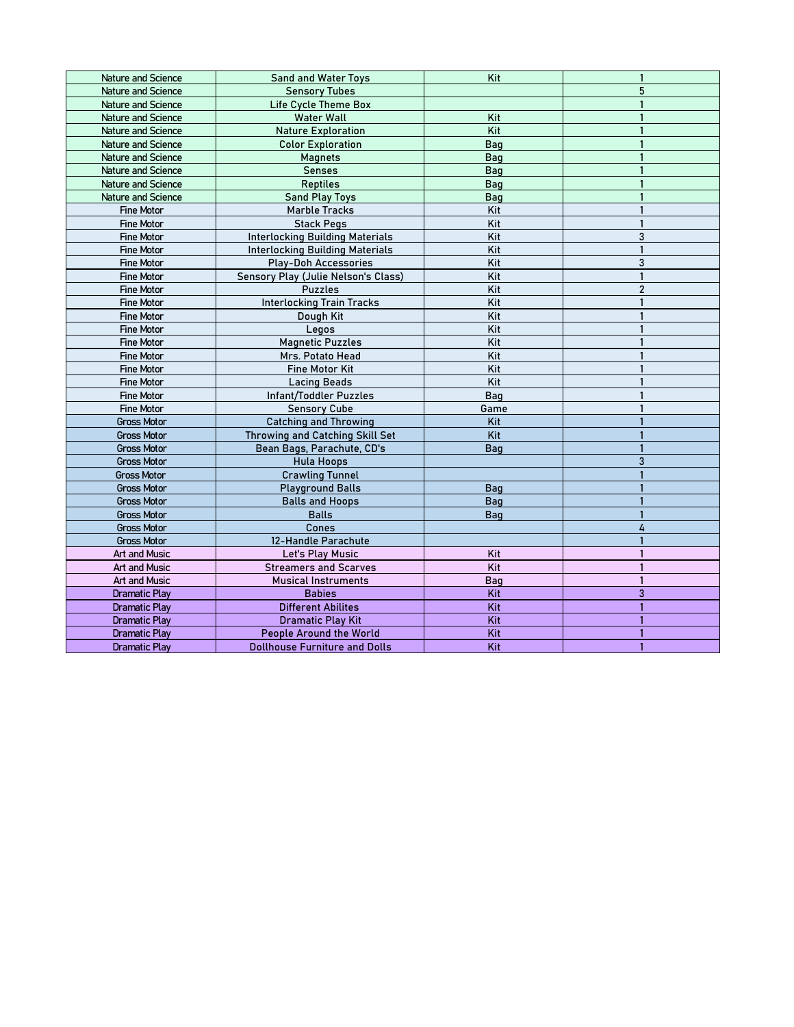| | | | |
|---|---|---|---|
| Nature and Science | Sand and Water Toys | Kit | 1 |
| Nature and Science | Sensory Tubes | | 5 |
| Nature and Science | Life Cycle Theme Box | | 1 |
| Nature and Science | Water Wall | Kit | 1 |
| Nature and Science | Nature Exploration | Kit | 1 |
| Nature and Science | Color Exploration | Bag | 1 |
| Nature and Science | Magnets | Bag | 1 |
| Nature and Science | Senses | Bag | 1 |
| Nature and Science | Reptiles | Bag | 1 |
| Nature and Science | Sand Play Toys | Bag | 1 |
| Fine Motor | Marble Tracks | Kit | 1 |
| Fine Motor | Stack Pegs | Kit | 1 |
| Fine Motor | Interlocking Building Materials | Kit | 3 |
| Fine Motor | Interlocking Building Materials | Kit | 1 |
| Fine Motor | Play-Doh Accessories | Kit | 3 |
| Fine Motor | Sensory Play (Julie Nelson's Class) | Kit | 1 |
| Fine Motor | Puzzles | Kit | 2 |
| Fine Motor | Interlocking Train Tracks | Kit | 1 |
| Fine Motor | Dough Kit | Kit | 1 |
| Fine Motor | Legos | Kit | 1 |
| Fine Motor | Magnetic Puzzles | Kit | 1 |
| Fine Motor | Mrs. Potato Head | Kit | 1 |
| Fine Motor | Fine Motor Kit | Kit | 1 |
| Fine Motor | Lacing Beads | Kit | 1 |
| Fine Motor | Infant/Toddler Puzzles | Bag | 1 |
| Fine Motor | Sensory Cube | Game | 1 |
| Gross Motor | Catching and Throwing | Kit | 1 |
| Gross Motor | Throwing and Catching Skill Set | Kit | 1 |
| Gross Motor | Bean Bags, Parachute, CD's | Bag | 1 |
| Gross Motor | Hula Hoops | | 3 |
| Gross Motor | Crawling Tunnel | | 1 |
| Gross Motor | Playground Balls | Bag | 1 |
| Gross Motor | Balls and Hoops | Bag | 1 |
| Gross Motor | Balls | Bag | 1 |
| Gross Motor | Cones | | 4 |
| Gross Motor | 12-Handle Parachute | | 1 |
| Art and Music | Let's Play Music | Kit | 1 |
| Art and Music | Streamers and Scarves | Kit | 1 |
| Art and Music | Musical Instruments | Bag | 1 |
| Dramatic Play | Babies | Kit | 3 |
| Dramatic Play | Different Abilites | Kit | 1 |
| Dramatic Play | Dramatic Play Kit | Kit | 1 |
| Dramatic Play | People Around the World | Kit | 1 |
| Dramatic Play | Dollhouse Furniture and Dolls | Kit | 1 |